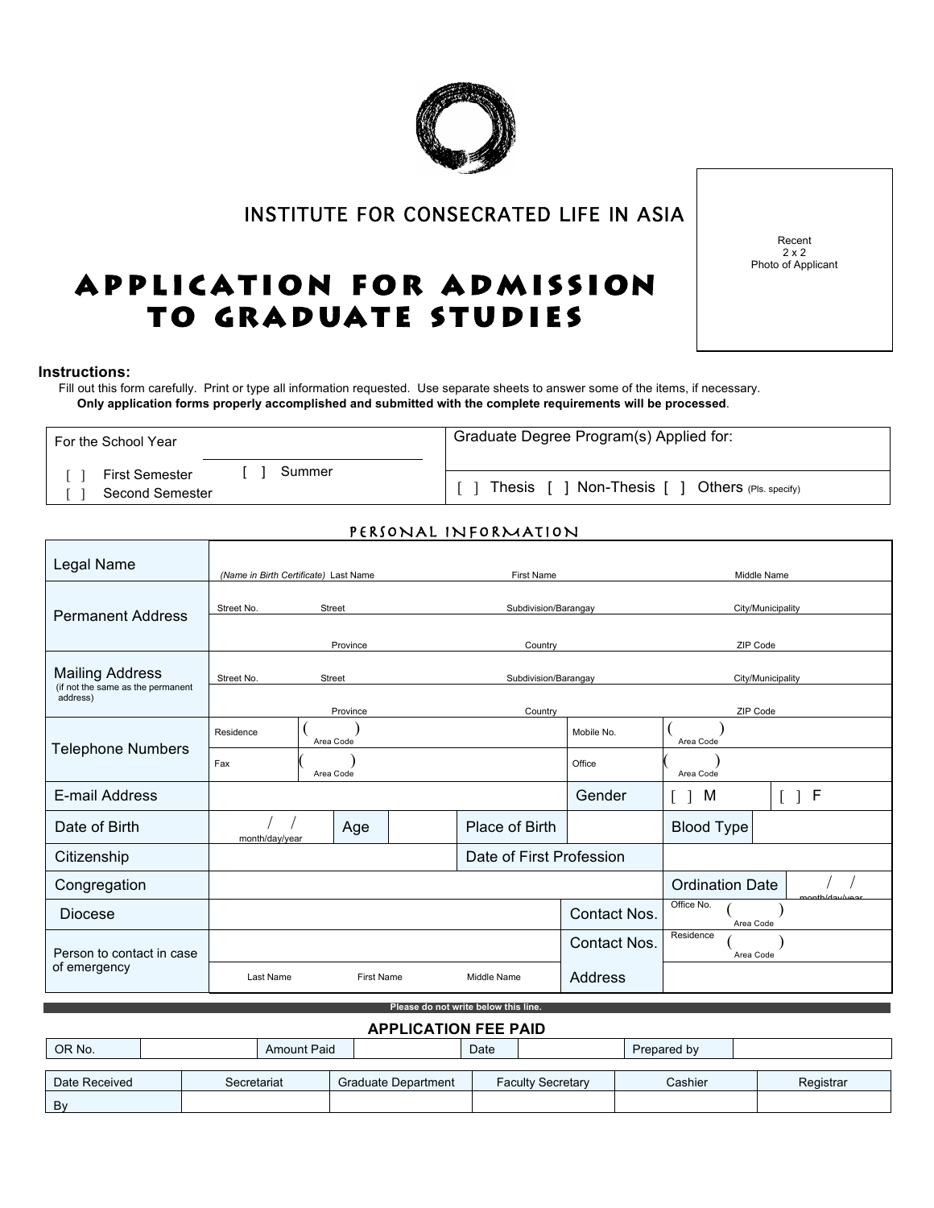INSTITUTE FOR CONSECRATED LIFE IN ASIA

Recent 2 x 2 Photo of Applicant

# APPLICATION FOR ADMISSION TO GRADUATE STUDIES

**Instructions:**

Fill out this form carefully. Print or type all information requested. Use separate sheets to answer some of the items, if necessary. **Only application forms properly accomplished and submitted with the complete requirements will be processed**.

| For the School Year | Graduate Degree Program(s) Applied for: |
|---|---|
| [ ] First Semester [ ] Summer [ ] Second Semester | [ ] Thesis [ ] Non-Thesis [ ] Others (Pls. specify) |

## PERSONAL INFORMATION

| | | | | | | |
|---|---|---|---|---|---|---|
| Legal Name | (Name in Birth Certificate) Last Name | | First Name | | Middle Name | |
| Permanent Address | Street No. Street | | Subdivision/Barangay | | City/Municipality | |
| | Province | | Country | | ZIP Code | |
| Mailing Address (if not the same as the permanent address) | Street No. Street | | Subdivision/Barangay | | City/Municipality | |
| | Province | | Country | | ZIP Code | |
| Telephone Numbers | Residence | ( ) Area Code | | Mobile No. | ( ) Area Code | |
| | Fax | ( ) Area Code | | Office | ( ) Area Code | |
| E-mail Address | | | | Gender | [ ] M | [ ] F |
| Date of Birth | / / month/day/year | Age | | Place of Birth | | Blood Type |
| Citizenship | | | Date of First Profession | | | |
| Congregation | | | | | Ordination Date | / / month/day/year |
| Diocese | | | | Contact Nos. | Office No. ( ) Area Code | |
| Person to contact in case of emergency | | | | Contact Nos. | Residence ( ) Area Code | |
| | Last Name | First Name | Middle Name | Address | | |

Please do not write below this line.

**APPLICATION FEE PAID**

| OR No. | | Amount Paid | | Date | | Prepared by | |
|---|---|---|---|---|---|---|---|

| Date Received | Secretariat | Graduate Department | Faculty Secretary | Cashier | Registrar |
|---|---|---|---|---|---|
| By | | | | | |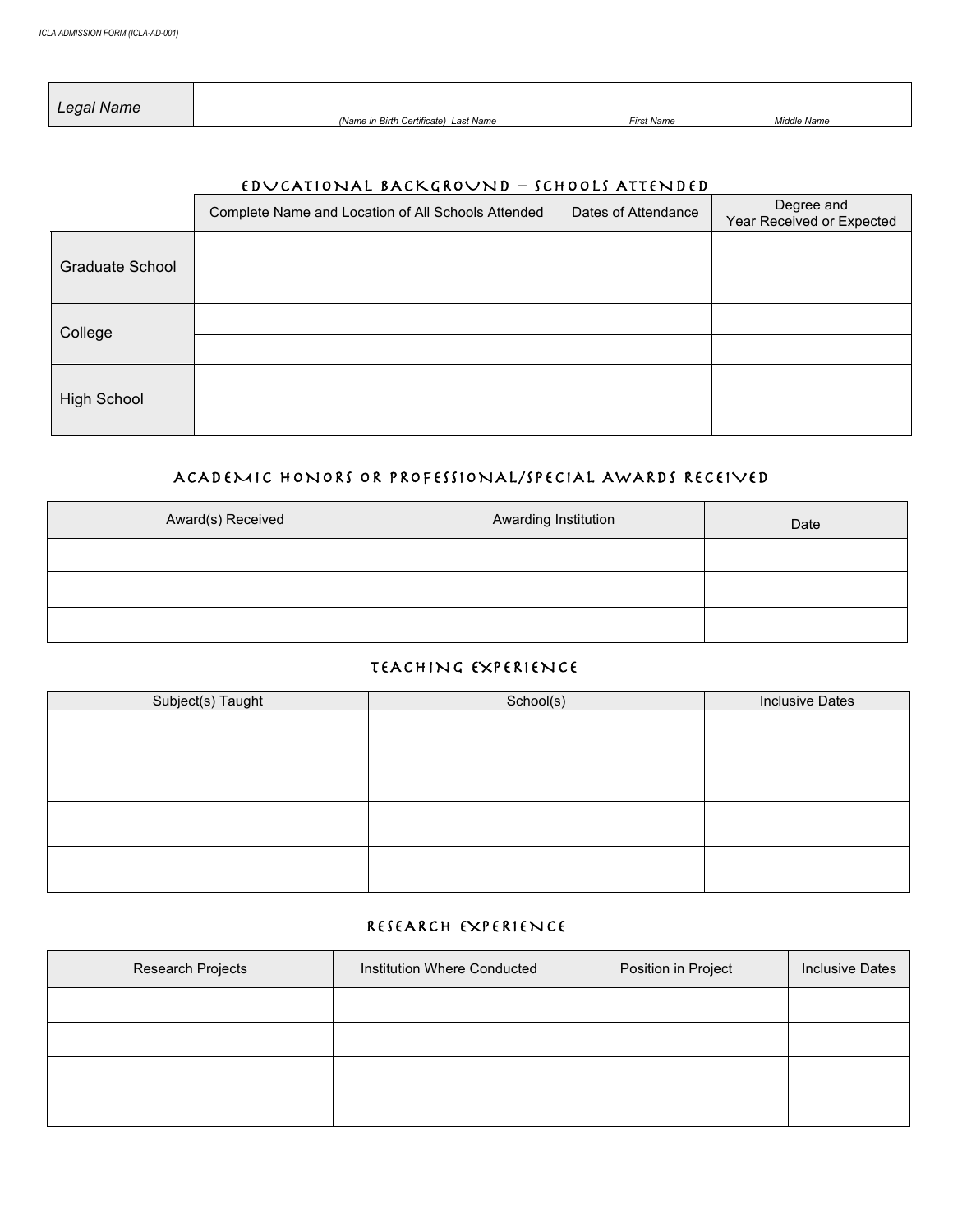| *Legal Name* | *(Name in Birth Certificate) Last Name* | *First Name* | *Middle Name* |
|---|---|---|---|

## Educational Background – Schools Attended

| | Complete Name and Location of All Schools Attended | Dates of Attendance | Degree and Year Received or Expected |
|---|---|---|---|
| Graduate School | | | |
| | | | |
| College | | | |
| | | | |
| High School | | | |
| | | | |

## Academic Honors or Professional/Special Awards Received

| Award(s) Received | Awarding Institution | Date |
|---|---|---|
| | | |
| | | |
| | | |

## Teaching Experience

| Subject(s) Taught | School(s) | Inclusive Dates |
|---|---|---|
| | | |
| | | |
| | | |
| | | |

## Research Experience

| Research Projects | Institution Where Conducted | Position in Project | Inclusive Dates |
|---|---|---|---|
| | | | |
| | | | |
| | | | |
| | | | |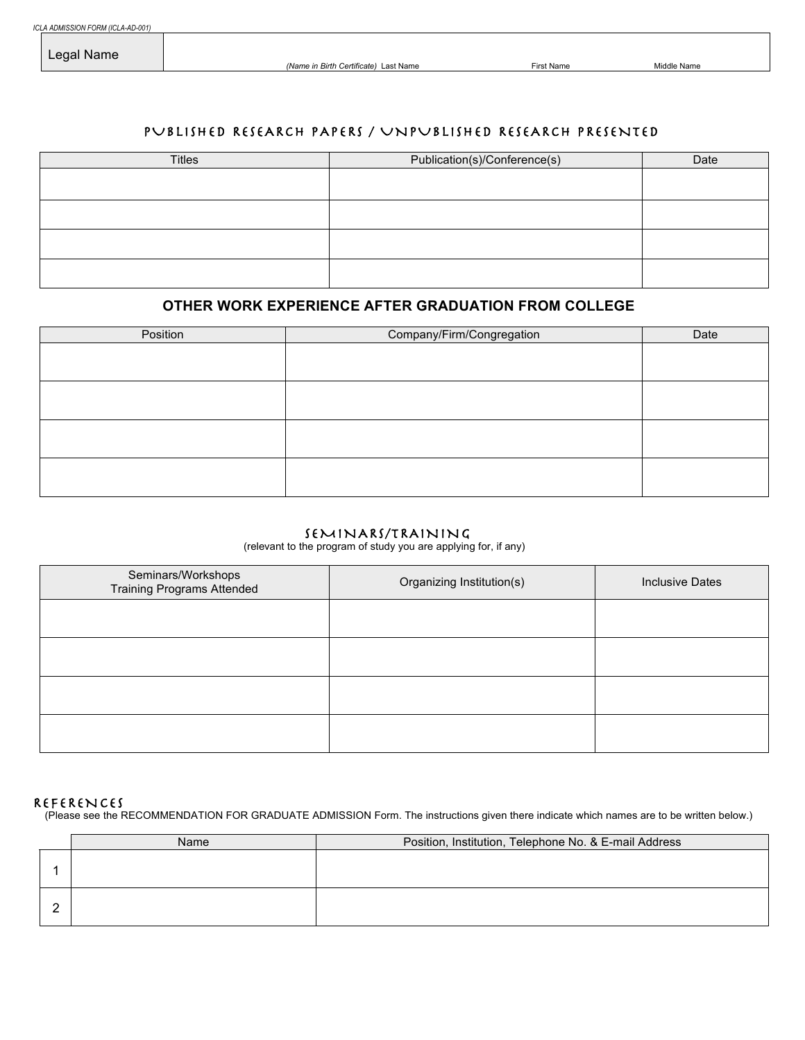ICLA ADMISSION FORM (ICLA-AD-001)

| Legal Name | *(Name in Birth Certificate)* Last Name | First Name | Middle Name |
|---|---|---|---|

## PUBLISHED RESEARCH PAPERS / UNPUBLISHED RESEARCH PRESENTED

| Titles | Publication(s)/Conference(s) | Date |
|---|---|---|
| | | |
| | | |
| | | |
| | | |

## OTHER WORK EXPERIENCE AFTER GRADUATION FROM COLLEGE

| Position | Company/Firm/Congregation | Date |
|---|---|---|
| | | |
| | | |
| | | |
| | | |

## SEMINARS/TRAINING

(relevant to the program of study you are applying for, if any)

| Seminars/Workshops Training Programs Attended | Organizing Institution(s) | Inclusive Dates |
|---|---|---|
| | | |
| | | |
| | | |
| | | |

## REFERENCES

(Please see the RECOMMENDATION FOR GRADUATE ADMISSION Form. The instructions given there indicate which names are to be written below.)

| | Name | Position, Institution, Telephone No. & E-mail Address |
|---|---|---|
| 1 | | |
| 2 | | |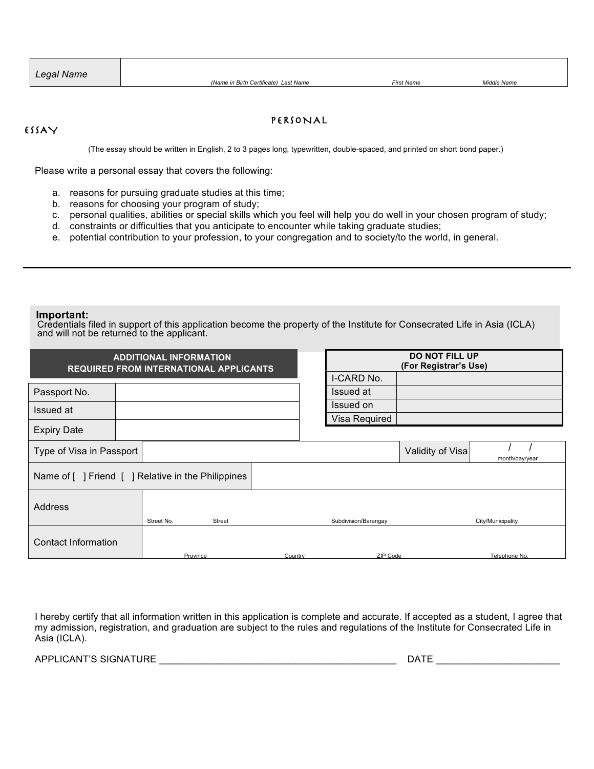| Legal Name | (Name in Birth Certificate) Last Name | First Name | Middle Name |
|---|---|---|---|

## PERSONAL ESSAY

(The essay should be written in English, 2 to 3 pages long, typewritten, double-spaced, and printed on short bond paper.)

Please write a personal essay that covers the following:

a. reasons for pursuing graduate studies at this time;
b. reasons for choosing your program of study;
c. personal qualities, abilities or special skills which you feel will help you do well in your chosen program of study;
d. constraints or difficulties that you anticipate to encounter while taking graduate studies;
e. potential contribution to your profession, to your congregation and to society/to the world, in general.

---

**Important:**
Credentials filed in support of this application become the property of the Institute for Consecrated Life in Asia (ICLA) and will not be returned to the applicant.

| ADDITIONAL INFORMATION REQUIRED FROM INTERNATIONAL APPLICANTS | |
|---|---|
| Passport No. | |
| Issued at | |
| Expiry Date | |

| DO NOT FILL UP (For Registrar's Use) | |
|---|---|
| I-CARD No. | |
| Issued at | |
| Issued on | |
| Visa Required | |

| Type of Visa in Passport | | Validity of Visa | / / month/day/year |
|---|---|---|---|
| Name of [ ] Friend [ ] Relative in the Philippines | | | |

| Address | Street No. | Street | Subdivision/Barangay | City/Municipality |
|---|---|---|---|---|
| Contact Information | Province | Country | ZIP Code | Telephone No. |

I hereby certify that all information written in this application is complete and accurate. If accepted as a student, I agree that my admission, registration, and graduation are subject to the rules and regulations of the Institute for Consecrated Life in Asia (ICLA).

APPLICANT'S SIGNATURE ____________________________________________ DATE ______________________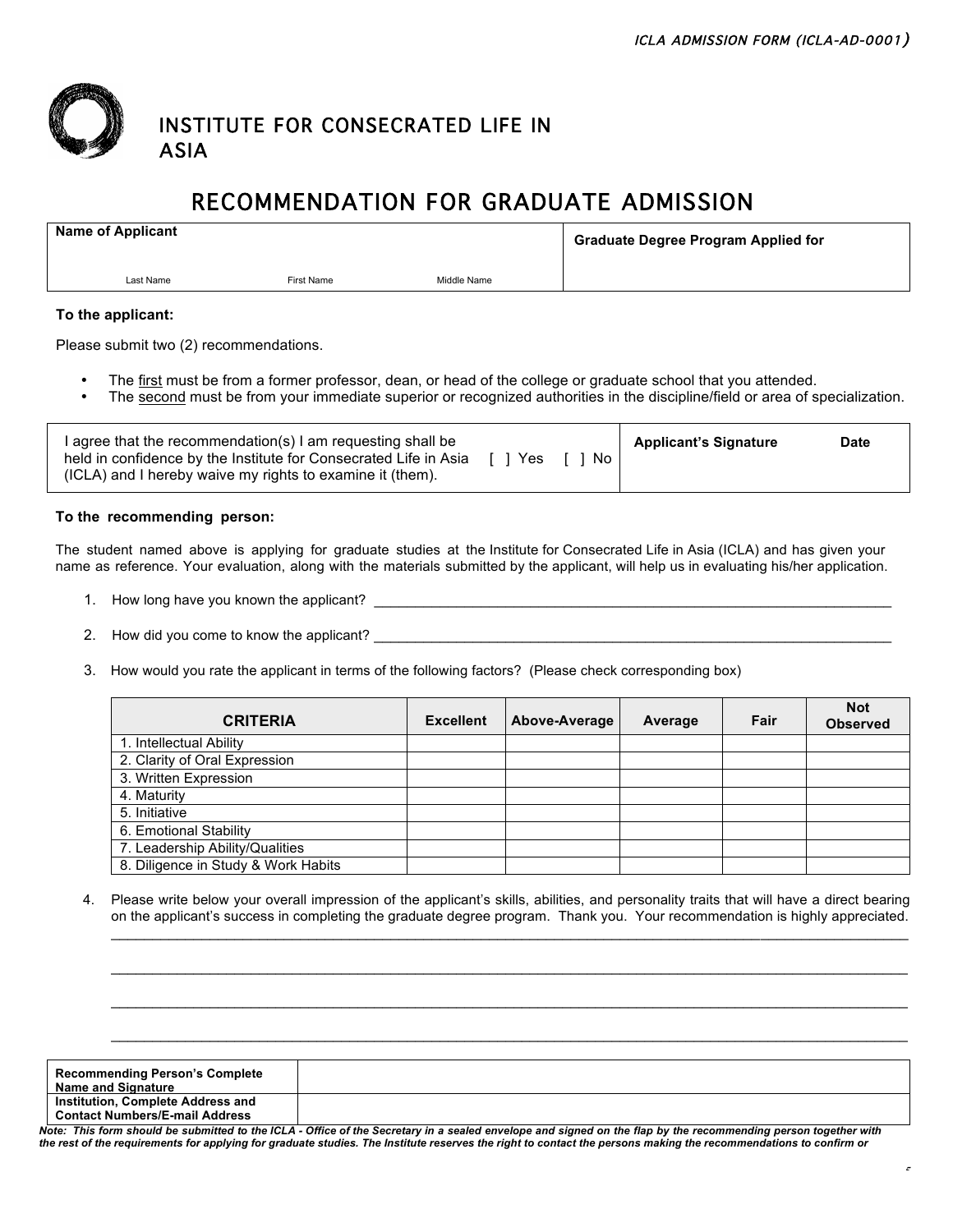ICLA ADMISSION FORM (ICLA-AD-0001)

# INSTITUTE FOR CONSECRATED LIFE IN ASIA

## RECOMMENDATION FOR GRADUATE ADMISSION

| **Name of Applicant** | | | **Graduate Degree Program Applied for** |
|---|---|---|---|
| Last Name | First Name | Middle Name | |

**To the applicant:**

Please submit two (2) recommendations.

- The first must be from a former professor, dean, or head of the college or graduate school that you attended.
- The second must be from your immediate superior or recognized authorities in the discipline/field or area of specialization.

| | | |
|---|---|---|
| I agree that the recommendation(s) I am requesting shall be held in confidence by the Institute for Consecrated Life in Asia (ICLA) and I hereby waive my rights to examine it (them). | [ ] Yes [ ] No | **Applicant's Signature** **Date** |

**To the recommending person:**

The student named above is applying for graduate studies at the Institute for Consecrated Life in Asia (ICLA) and has given your name as reference. Your evaluation, along with the materials submitted by the applicant, will help us in evaluating his/her application.

1. How long have you known the applicant? ____________________________________________________________________

2. How did you come to know the applicant? ____________________________________________________________________

3. How would you rate the applicant in terms of the following factors? (Please check corresponding box)

| CRITERIA | Excellent | Above-Average | Average | Fair | Not Observed |
|---|---|---|---|---|---|
| 1. Intellectual Ability | | | | | |
| 2. Clarity of Oral Expression | | | | | |
| 3. Written Expression | | | | | |
| 4. Maturity | | | | | |
| 5. Initiative | | | | | |
| 6. Emotional Stability | | | | | |
| 7. Leadership Ability/Qualities | | | | | |
| 8. Diligence in Study & Work Habits | | | | | |

4. Please write below your overall impression of the applicant's skills, abilities, and personality traits that will have a direct bearing on the applicant's success in completing the graduate degree program. Thank you. Your recommendation is highly appreciated.
____________________________________________________________________________________________________

____________________________________________________________________________________________________

____________________________________________________________________________________________________

____________________________________________________________________________________________________

| | |
|---|---|
| **Recommending Person's Complete Name and Signature** | |
| **Institution, Complete Address and Contact Numbers/E-mail Address** | |

***Note: This form should be submitted to the ICLA - Office of the Secretary in a sealed envelope and signed on the flap by the recommending person together with the rest of the requirements for applying for graduate studies. The Institute reserves the right to contact the persons making the recommendations to confirm or***